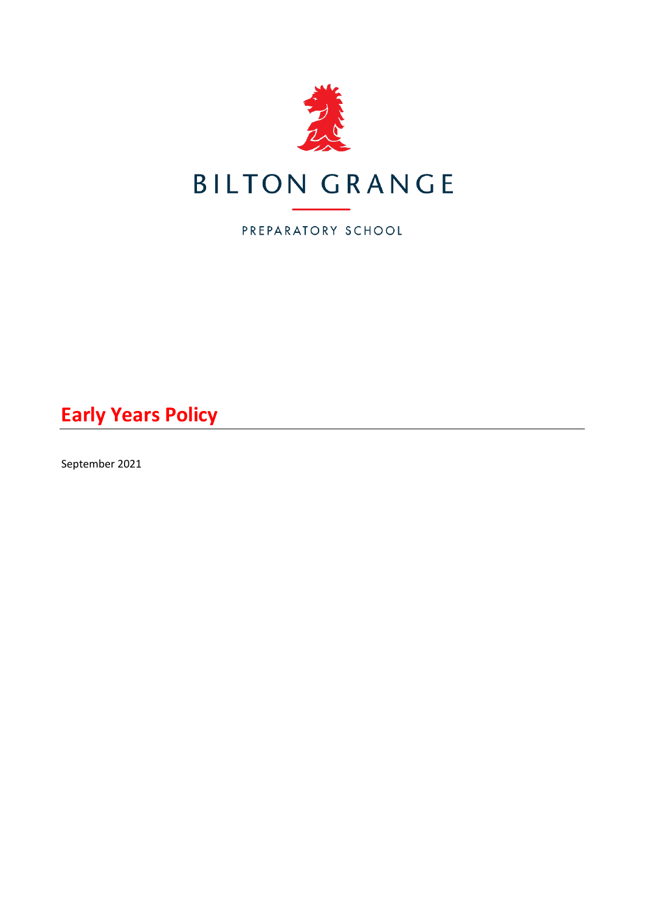BILTON GRANGE

PREPARATORY SCHOOL

# Early Years Policy

September 2021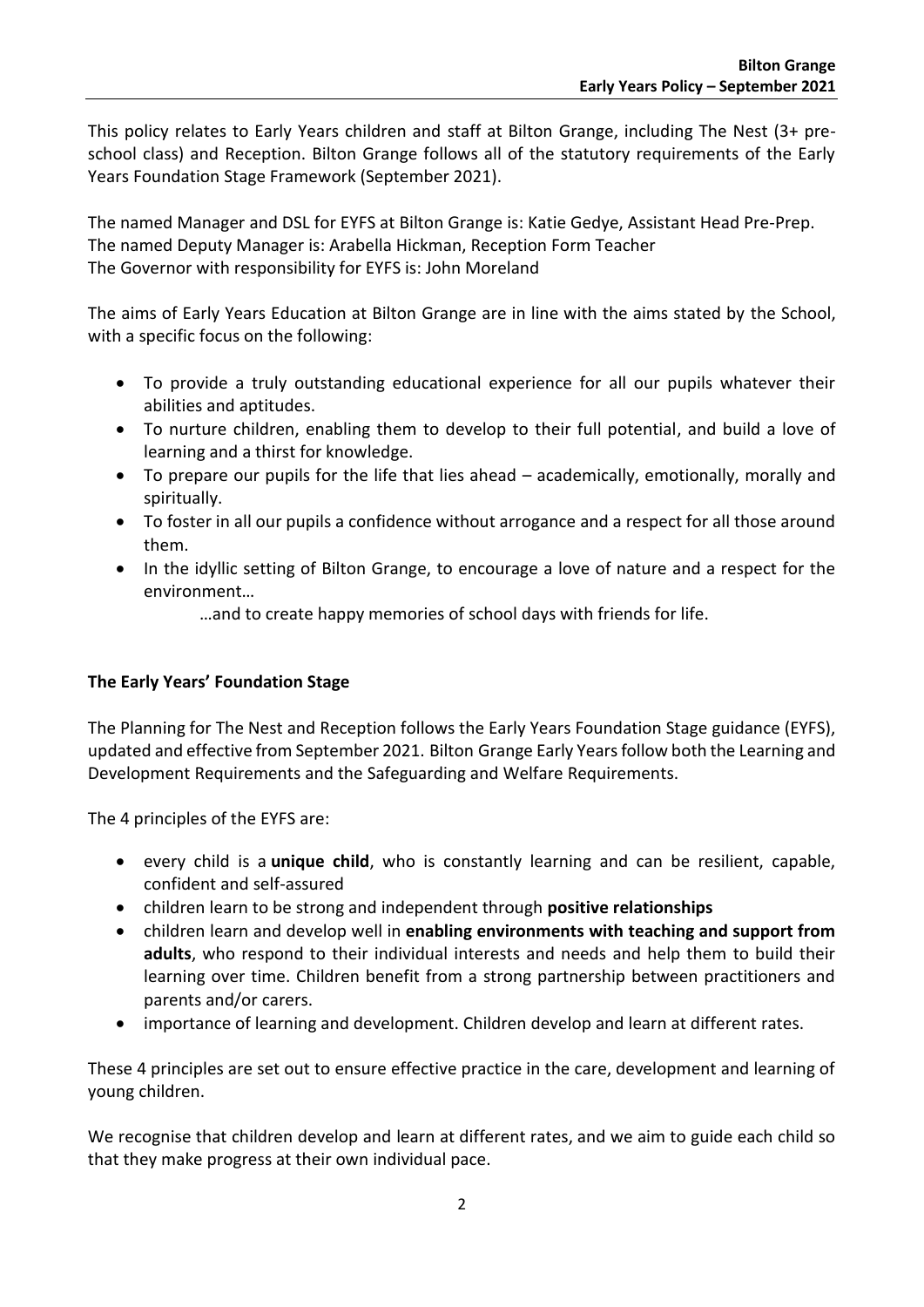This policy relates to Early Years children and staff at Bilton Grange, including The Nest (3+ pre-school class) and Reception. Bilton Grange follows all of the statutory requirements of the Early Years Foundation Stage Framework (September 2021).

The named Manager and DSL for EYFS at Bilton Grange is: Katie Gedye, Assistant Head Pre-Prep.
The named Deputy Manager is: Arabella Hickman, Reception Form Teacher
The Governor with responsibility for EYFS is: John Moreland

The aims of Early Years Education at Bilton Grange are in line with the aims stated by the School, with a specific focus on the following:

- To provide a truly outstanding educational experience for all our pupils whatever their abilities and aptitudes.
- To nurture children, enabling them to develop to their full potential, and build a love of learning and a thirst for knowledge.
- To prepare our pupils for the life that lies ahead – academically, emotionally, morally and spiritually.
- To foster in all our pupils a confidence without arrogance and a respect for all those around them.
- In the idyllic setting of Bilton Grange, to encourage a love of nature and a respect for the environment…

    …and to create happy memories of school days with friends for life.

**The Early Years' Foundation Stage**

The Planning for The Nest and Reception follows the Early Years Foundation Stage guidance (EYFS), updated and effective from September 2021. Bilton Grange Early Years follow both the Learning and Development Requirements and the Safeguarding and Welfare Requirements.

The 4 principles of the EYFS are:

- every child is a **unique child**, who is constantly learning and can be resilient, capable, confident and self-assured
- children learn to be strong and independent through **positive relationships**
- children learn and develop well in **enabling environments with teaching and support from adults**, who respond to their individual interests and needs and help them to build their learning over time. Children benefit from a strong partnership between practitioners and parents and/or carers.
- importance of learning and development. Children develop and learn at different rates.

These 4 principles are set out to ensure effective practice in the care, development and learning of young children.

We recognise that children develop and learn at different rates, and we aim to guide each child so that they make progress at their own individual pace.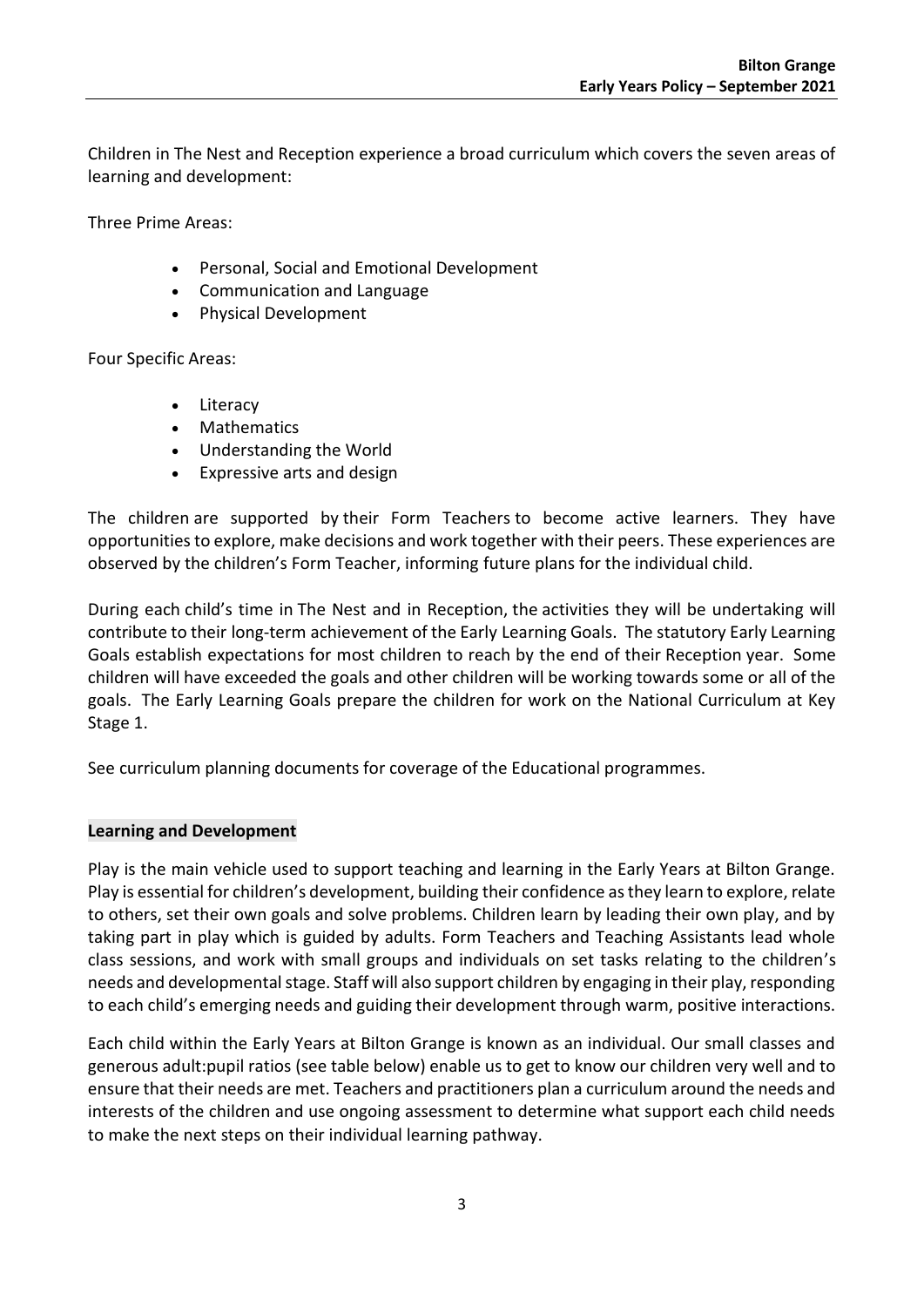Children in The Nest and Reception experience a broad curriculum which covers the seven areas of learning and development:

Three Prime Areas:

- Personal, Social and Emotional Development
- Communication and Language
- Physical Development

Four Specific Areas:

- Literacy
- Mathematics
- Understanding the World
- Expressive arts and design

The children are supported by their Form Teachers to become active learners. They have opportunities to explore, make decisions and work together with their peers. These experiences are observed by the children's Form Teacher, informing future plans for the individual child.

During each child's time in The Nest and in Reception, the activities they will be undertaking will contribute to their long-term achievement of the Early Learning Goals. The statutory Early Learning Goals establish expectations for most children to reach by the end of their Reception year. Some children will have exceeded the goals and other children will be working towards some or all of the goals. The Early Learning Goals prepare the children for work on the National Curriculum at Key Stage 1.

See curriculum planning documents for coverage of the Educational programmes.

## Learning and Development

Play is the main vehicle used to support teaching and learning in the Early Years at Bilton Grange. Play is essential for children's development, building their confidence as they learn to explore, relate to others, set their own goals and solve problems. Children learn by leading their own play, and by taking part in play which is guided by adults. Form Teachers and Teaching Assistants lead whole class sessions, and work with small groups and individuals on set tasks relating to the children's needs and developmental stage. Staff will also support children by engaging in their play, responding to each child's emerging needs and guiding their development through warm, positive interactions.

Each child within the Early Years at Bilton Grange is known as an individual. Our small classes and generous adult:pupil ratios (see table below) enable us to get to know our children very well and to ensure that their needs are met. Teachers and practitioners plan a curriculum around the needs and interests of the children and use ongoing assessment to determine what support each child needs to make the next steps on their individual learning pathway.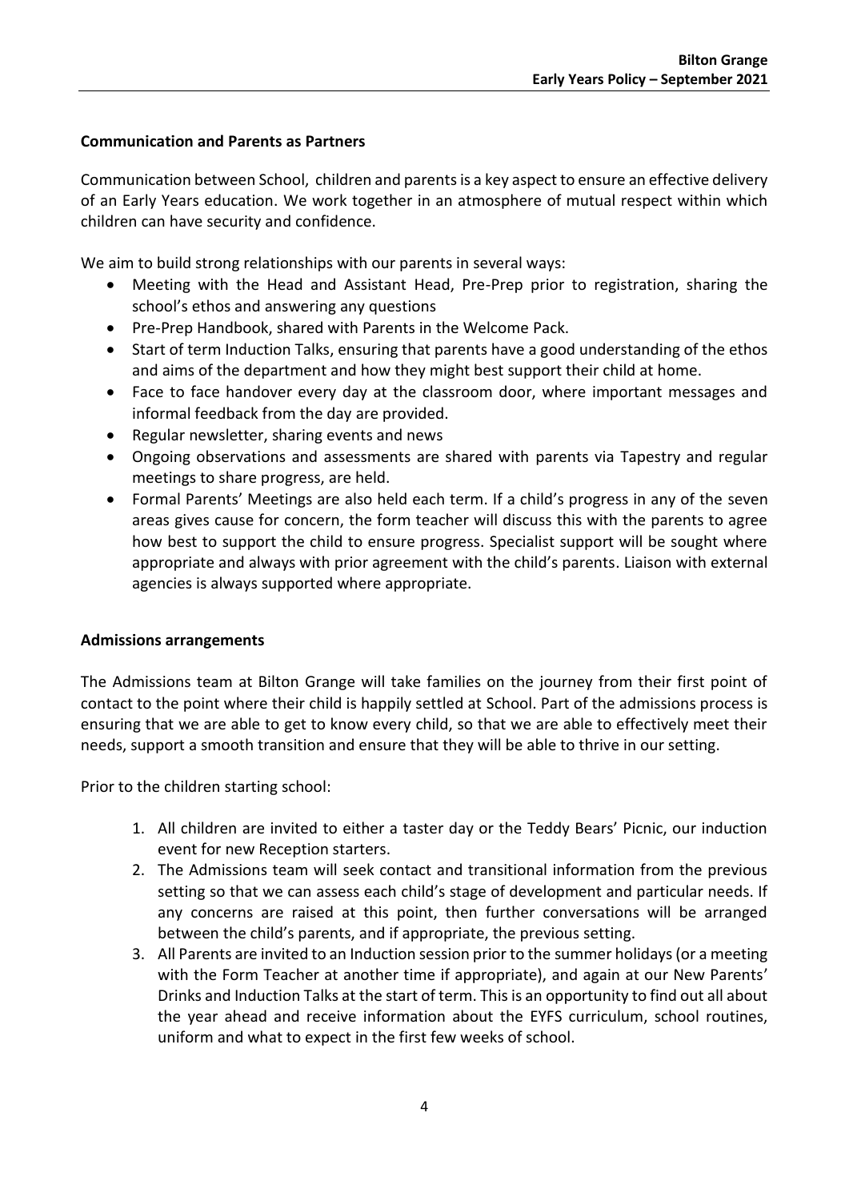**Communication and Parents as Partners**

Communication between School, children and parents is a key aspect to ensure an effective delivery of an Early Years education. We work together in an atmosphere of mutual respect within which children can have security and confidence.

We aim to build strong relationships with our parents in several ways:

- Meeting with the Head and Assistant Head, Pre-Prep prior to registration, sharing the school's ethos and answering any questions
- Pre-Prep Handbook, shared with Parents in the Welcome Pack.
- Start of term Induction Talks, ensuring that parents have a good understanding of the ethos and aims of the department and how they might best support their child at home.
- Face to face handover every day at the classroom door, where important messages and informal feedback from the day are provided.
- Regular newsletter, sharing events and news
- Ongoing observations and assessments are shared with parents via Tapestry and regular meetings to share progress, are held.
- Formal Parents' Meetings are also held each term. If a child's progress in any of the seven areas gives cause for concern, the form teacher will discuss this with the parents to agree how best to support the child to ensure progress. Specialist support will be sought where appropriate and always with prior agreement with the child's parents. Liaison with external agencies is always supported where appropriate.

**Admissions arrangements**

The Admissions team at Bilton Grange will take families on the journey from their first point of contact to the point where their child is happily settled at School. Part of the admissions process is ensuring that we are able to get to know every child, so that we are able to effectively meet their needs, support a smooth transition and ensure that they will be able to thrive in our setting.

Prior to the children starting school:

1. All children are invited to either a taster day or the Teddy Bears' Picnic, our induction event for new Reception starters.
2. The Admissions team will seek contact and transitional information from the previous setting so that we can assess each child's stage of development and particular needs. If any concerns are raised at this point, then further conversations will be arranged between the child's parents, and if appropriate, the previous setting.
3. All Parents are invited to an Induction session prior to the summer holidays (or a meeting with the Form Teacher at another time if appropriate), and again at our New Parents' Drinks and Induction Talks at the start of term. This is an opportunity to find out all about the year ahead and receive information about the EYFS curriculum, school routines, uniform and what to expect in the first few weeks of school.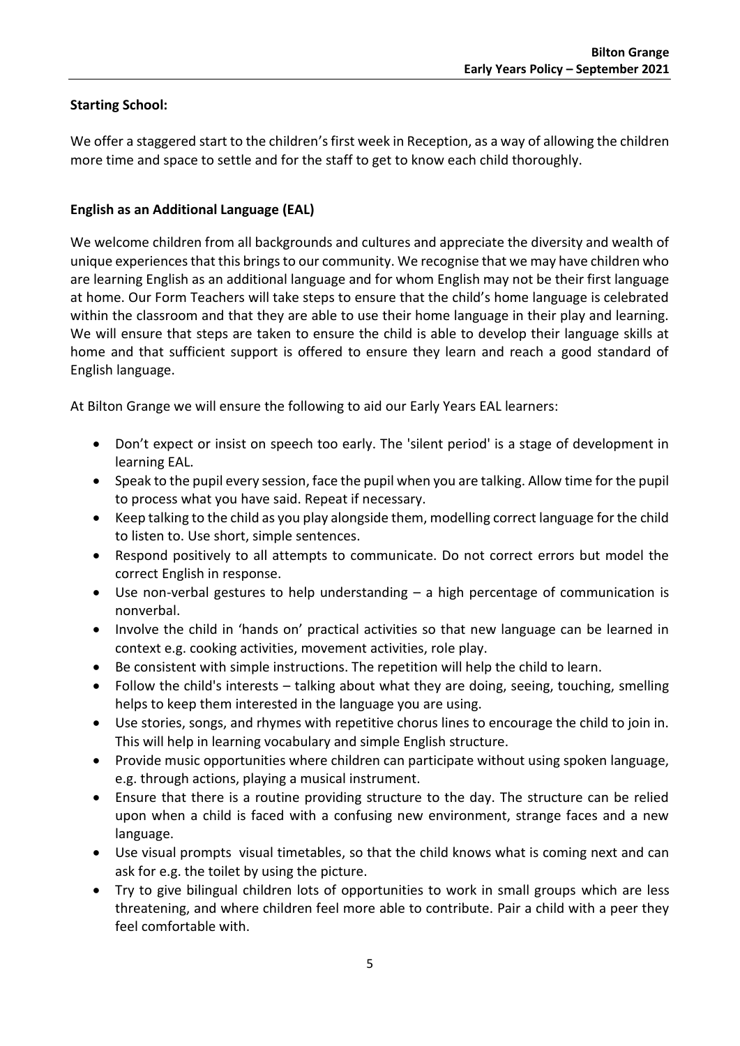**Starting School:**

We offer a staggered start to the children's first week in Reception, as a way of allowing the children more time and space to settle and for the staff to get to know each child thoroughly.

**English as an Additional Language (EAL)**

We welcome children from all backgrounds and cultures and appreciate the diversity and wealth of unique experiences that this brings to our community. We recognise that we may have children who are learning English as an additional language and for whom English may not be their first language at home. Our Form Teachers will take steps to ensure that the child's home language is celebrated within the classroom and that they are able to use their home language in their play and learning. We will ensure that steps are taken to ensure the child is able to develop their language skills at home and that sufficient support is offered to ensure they learn and reach a good standard of English language.

At Bilton Grange we will ensure the following to aid our Early Years EAL learners:

- Don't expect or insist on speech too early. The 'silent period' is a stage of development in learning EAL.
- Speak to the pupil every session, face the pupil when you are talking. Allow time for the pupil to process what you have said. Repeat if necessary.
- Keep talking to the child as you play alongside them, modelling correct language for the child to listen to. Use short, simple sentences.
- Respond positively to all attempts to communicate. Do not correct errors but model the correct English in response.
- Use non-verbal gestures to help understanding – a high percentage of communication is nonverbal.
- Involve the child in 'hands on' practical activities so that new language can be learned in context e.g. cooking activities, movement activities, role play.
- Be consistent with simple instructions. The repetition will help the child to learn.
- Follow the child's interests – talking about what they are doing, seeing, touching, smelling helps to keep them interested in the language you are using.
- Use stories, songs, and rhymes with repetitive chorus lines to encourage the child to join in. This will help in learning vocabulary and simple English structure.
- Provide music opportunities where children can participate without using spoken language, e.g. through actions, playing a musical instrument.
- Ensure that there is a routine providing structure to the day. The structure can be relied upon when a child is faced with a confusing new environment, strange faces and a new language.
- Use visual prompts visual timetables, so that the child knows what is coming next and can ask for e.g. the toilet by using the picture.
- Try to give bilingual children lots of opportunities to work in small groups which are less threatening, and where children feel more able to contribute. Pair a child with a peer they feel comfortable with.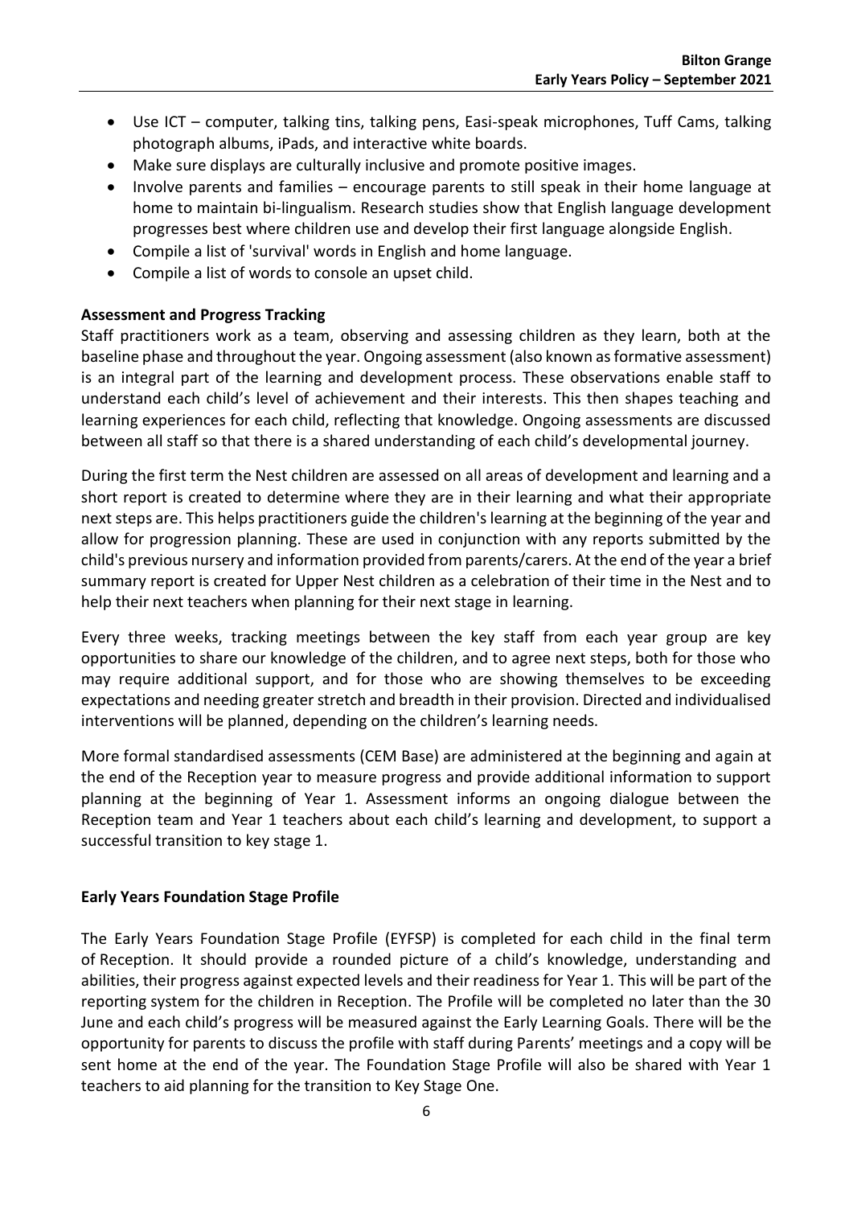- Use ICT – computer, talking tins, talking pens, Easi-speak microphones, Tuff Cams, talking photograph albums, iPads, and interactive white boards.
- Make sure displays are culturally inclusive and promote positive images.
- Involve parents and families – encourage parents to still speak in their home language at home to maintain bi-lingualism. Research studies show that English language development progresses best where children use and develop their first language alongside English.
- Compile a list of 'survival' words in English and home language.
- Compile a list of words to console an upset child.

**Assessment and Progress Tracking**

Staff practitioners work as a team, observing and assessing children as they learn, both at the baseline phase and throughout the year. Ongoing assessment (also known as formative assessment) is an integral part of the learning and development process. These observations enable staff to understand each child's level of achievement and their interests. This then shapes teaching and learning experiences for each child, reflecting that knowledge. Ongoing assessments are discussed between all staff so that there is a shared understanding of each child's developmental journey.

During the first term the Nest children are assessed on all areas of development and learning and a short report is created to determine where they are in their learning and what their appropriate next steps are. This helps practitioners guide the children's learning at the beginning of the year and allow for progression planning. These are used in conjunction with any reports submitted by the child's previous nursery and information provided from parents/carers. At the end of the year a brief summary report is created for Upper Nest children as a celebration of their time in the Nest and to help their next teachers when planning for their next stage in learning.

Every three weeks, tracking meetings between the key staff from each year group are key opportunities to share our knowledge of the children, and to agree next steps, both for those who may require additional support, and for those who are showing themselves to be exceeding expectations and needing greater stretch and breadth in their provision. Directed and individualised interventions will be planned, depending on the children's learning needs.

More formal standardised assessments (CEM Base) are administered at the beginning and again at the end of the Reception year to measure progress and provide additional information to support planning at the beginning of Year 1. Assessment informs an ongoing dialogue between the Reception team and Year 1 teachers about each child's learning and development, to support a successful transition to key stage 1.

**Early Years Foundation Stage Profile**

The Early Years Foundation Stage Profile (EYFSP) is completed for each child in the final term of Reception. It should provide a rounded picture of a child's knowledge, understanding and abilities, their progress against expected levels and their readiness for Year 1. This will be part of the reporting system for the children in Reception. The Profile will be completed no later than the 30 June and each child's progress will be measured against the Early Learning Goals. There will be the opportunity for parents to discuss the profile with staff during Parents' meetings and a copy will be sent home at the end of the year. The Foundation Stage Profile will also be shared with Year 1 teachers to aid planning for the transition to Key Stage One.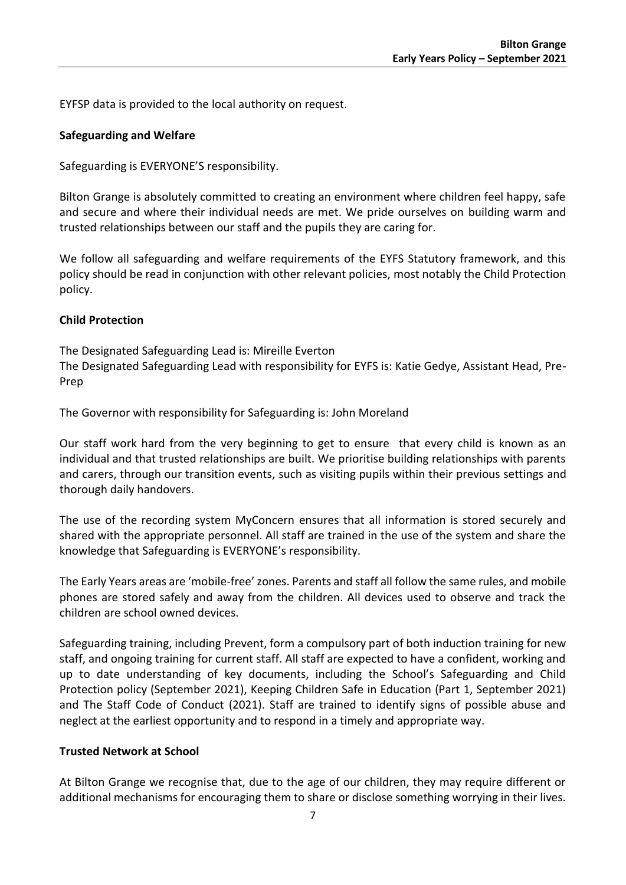EYFSP data is provided to the local authority on request.

**Safeguarding and Welfare**

Safeguarding is EVERYONE'S responsibility.

Bilton Grange is absolutely committed to creating an environment where children feel happy, safe and secure and where their individual needs are met. We pride ourselves on building warm and trusted relationships between our staff and the pupils they are caring for.

We follow all safeguarding and welfare requirements of the EYFS Statutory framework, and this policy should be read in conjunction with other relevant policies, most notably the Child Protection policy.

**Child Protection**

The Designated Safeguarding Lead is: Mireille Everton
The Designated Safeguarding Lead with responsibility for EYFS is: Katie Gedye, Assistant Head, Pre-Prep

The Governor with responsibility for Safeguarding is: John Moreland

Our staff work hard from the very beginning to get to ensure that every child is known as an individual and that trusted relationships are built. We prioritise building relationships with parents and carers, through our transition events, such as visiting pupils within their previous settings and thorough daily handovers.

The use of the recording system MyConcern ensures that all information is stored securely and shared with the appropriate personnel. All staff are trained in the use of the system and share the knowledge that Safeguarding is EVERYONE's responsibility.

The Early Years areas are 'mobile-free' zones. Parents and staff all follow the same rules, and mobile phones are stored safely and away from the children. All devices used to observe and track the children are school owned devices.

Safeguarding training, including Prevent, form a compulsory part of both induction training for new staff, and ongoing training for current staff. All staff are expected to have a confident, working and up to date understanding of key documents, including the School's Safeguarding and Child Protection policy (September 2021), Keeping Children Safe in Education (Part 1, September 2021) and The Staff Code of Conduct (2021). Staff are trained to identify signs of possible abuse and neglect at the earliest opportunity and to respond in a timely and appropriate way.

**Trusted Network at School**

At Bilton Grange we recognise that, due to the age of our children, they may require different or additional mechanisms for encouraging them to share or disclose something worrying in their lives.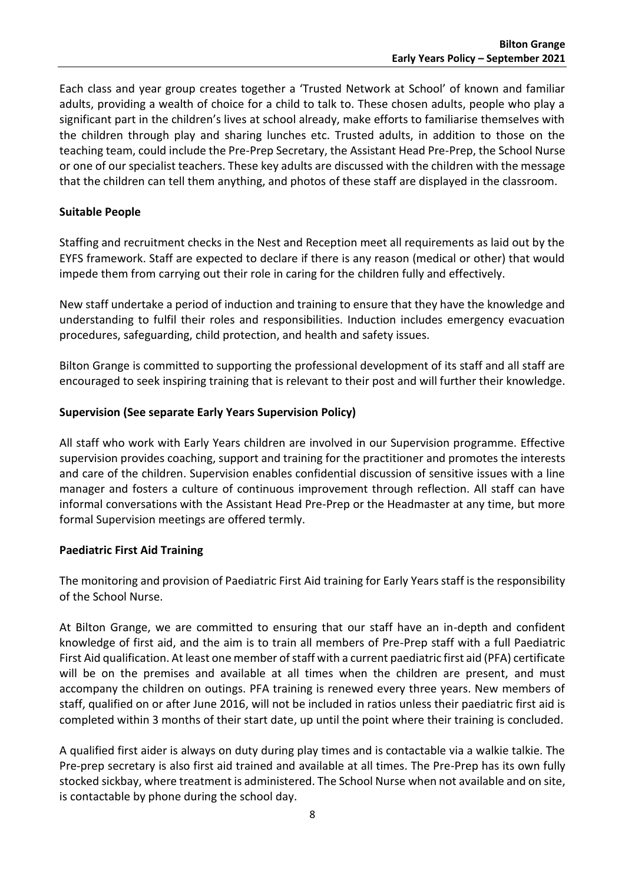Each class and year group creates together a 'Trusted Network at School' of known and familiar adults, providing a wealth of choice for a child to talk to. These chosen adults, people who play a significant part in the children's lives at school already, make efforts to familiarise themselves with the children through play and sharing lunches etc. Trusted adults, in addition to those on the teaching team, could include the Pre-Prep Secretary, the Assistant Head Pre-Prep, the School Nurse or one of our specialist teachers. These key adults are discussed with the children with the message that the children can tell them anything, and photos of these staff are displayed in the classroom.

**Suitable People**

Staffing and recruitment checks in the Nest and Reception meet all requirements as laid out by the EYFS framework. Staff are expected to declare if there is any reason (medical or other) that would impede them from carrying out their role in caring for the children fully and effectively.

New staff undertake a period of induction and training to ensure that they have the knowledge and understanding to fulfil their roles and responsibilities. Induction includes emergency evacuation procedures, safeguarding, child protection, and health and safety issues.

Bilton Grange is committed to supporting the professional development of its staff and all staff are encouraged to seek inspiring training that is relevant to their post and will further their knowledge.

**Supervision (See separate Early Years Supervision Policy)**

All staff who work with Early Years children are involved in our Supervision programme. Effective supervision provides coaching, support and training for the practitioner and promotes the interests and care of the children. Supervision enables confidential discussion of sensitive issues with a line manager and fosters a culture of continuous improvement through reflection. All staff can have informal conversations with the Assistant Head Pre-Prep or the Headmaster at any time, but more formal Supervision meetings are offered termly.

**Paediatric First Aid Training**

The monitoring and provision of Paediatric First Aid training for Early Years staff is the responsibility of the School Nurse.

At Bilton Grange, we are committed to ensuring that our staff have an in-depth and confident knowledge of first aid, and the aim is to train all members of Pre-Prep staff with a full Paediatric First Aid qualification. At least one member of staff with a current paediatric first aid (PFA) certificate will be on the premises and available at all times when the children are present, and must accompany the children on outings. PFA training is renewed every three years. New members of staff, qualified on or after June 2016, will not be included in ratios unless their paediatric first aid is completed within 3 months of their start date, up until the point where their training is concluded.

A qualified first aider is always on duty during play times and is contactable via a walkie talkie. The Pre-prep secretary is also first aid trained and available at all times. The Pre-Prep has its own fully stocked sickbay, where treatment is administered. The School Nurse when not available and on site, is contactable by phone during the school day.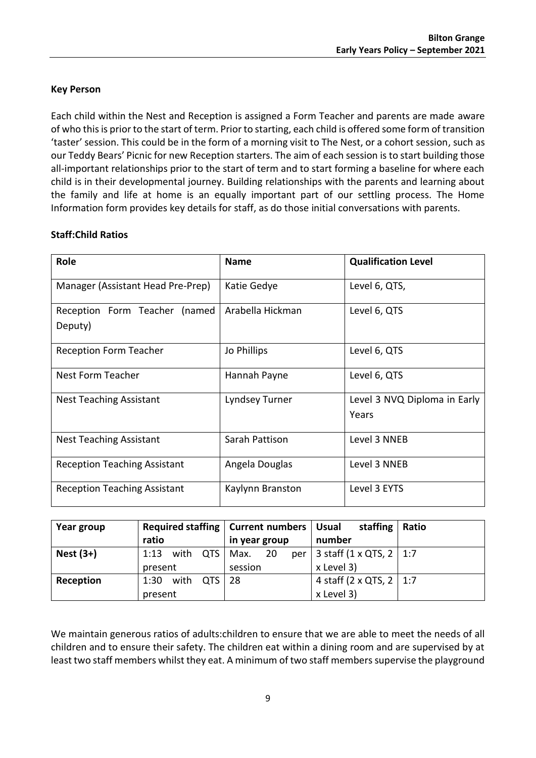**Key Person**

Each child within the Nest and Reception is assigned a Form Teacher and parents are made aware of who this is prior to the start of term. Prior to starting, each child is offered some form of transition 'taster' session. This could be in the form of a morning visit to The Nest, or a cohort session, such as our Teddy Bears' Picnic for new Reception starters. The aim of each session is to start building those all-important relationships prior to the start of term and to start forming a baseline for where each child is in their developmental journey. Building relationships with the parents and learning about the family and life at home is an equally important part of our settling process. The Home Information form provides key details for staff, as do those initial conversations with parents.

**Staff:Child Ratios**

| Role | Name | Qualification Level |
|---|---|---|
| Manager (Assistant Head Pre-Prep) | Katie Gedye | Level 6, QTS, |
| Reception Form Teacher (named Deputy) | Arabella Hickman | Level 6, QTS |
| Reception Form Teacher | Jo Phillips | Level 6, QTS |
| Nest Form Teacher | Hannah Payne | Level 6, QTS |
| Nest Teaching Assistant | Lyndsey Turner | Level 3 NVQ Diploma in Early Years |
| Nest Teaching Assistant | Sarah Pattison | Level 3 NNEB |
| Reception Teaching Assistant | Angela Douglas | Level 3 NNEB |
| Reception Teaching Assistant | Kaylynn Branston | Level 3 EYTS |

| Year group | Required staffing ratio | Current numbers in year group | Usual staffing number | Ratio |
|---|---|---|---|---|
| **Nest (3+)** | 1:13 with QTS present | Max. 20 per session | 3 staff (1 x QTS, 2 x Level 3) | 1:7 |
| **Reception** | 1:30 with QTS present | 28 | 4 staff (2 x QTS, 2 x Level 3) | 1:7 |

We maintain generous ratios of adults:children to ensure that we are able to meet the needs of all children and to ensure their safety. The children eat within a dining room and are supervised by at least two staff members whilst they eat. A minimum of two staff members supervise the playground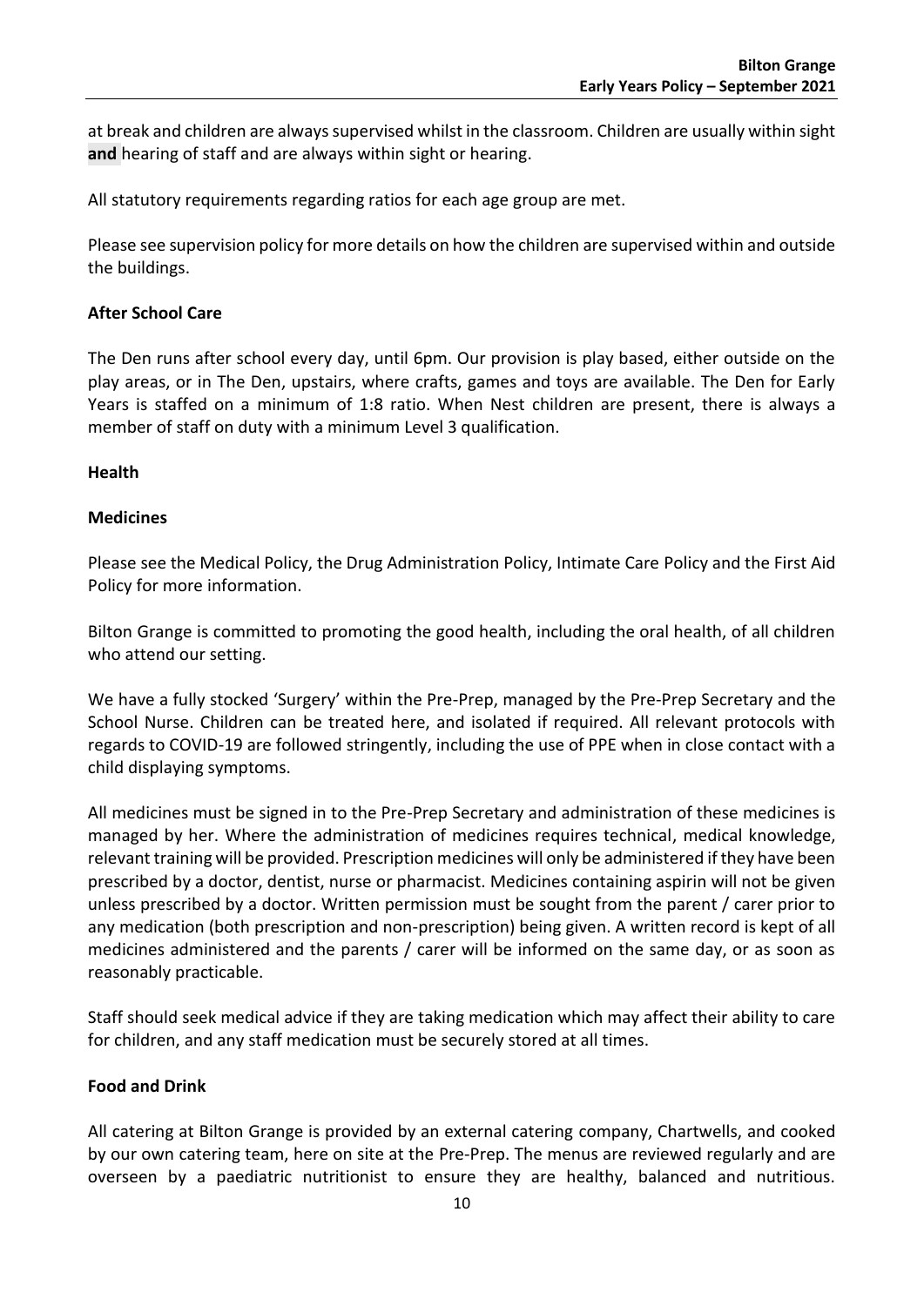at break and children are always supervised whilst in the classroom. Children are usually within sight **and** hearing of staff and are always within sight or hearing.

All statutory requirements regarding ratios for each age group are met.

Please see supervision policy for more details on how the children are supervised within and outside the buildings.

**After School Care**

The Den runs after school every day, until 6pm. Our provision is play based, either outside on the play areas, or in The Den, upstairs, where crafts, games and toys are available. The Den for Early Years is staffed on a minimum of 1:8 ratio. When Nest children are present, there is always a member of staff on duty with a minimum Level 3 qualification.

**Health**

**Medicines**

Please see the Medical Policy, the Drug Administration Policy, Intimate Care Policy and the First Aid Policy for more information.

Bilton Grange is committed to promoting the good health, including the oral health, of all children who attend our setting.

We have a fully stocked 'Surgery' within the Pre-Prep, managed by the Pre-Prep Secretary and the School Nurse. Children can be treated here, and isolated if required. All relevant protocols with regards to COVID-19 are followed stringently, including the use of PPE when in close contact with a child displaying symptoms.

All medicines must be signed in to the Pre-Prep Secretary and administration of these medicines is managed by her. Where the administration of medicines requires technical, medical knowledge, relevant training will be provided. Prescription medicines will only be administered if they have been prescribed by a doctor, dentist, nurse or pharmacist. Medicines containing aspirin will not be given unless prescribed by a doctor. Written permission must be sought from the parent / carer prior to any medication (both prescription and non-prescription) being given. A written record is kept of all medicines administered and the parents / carer will be informed on the same day, or as soon as reasonably practicable.

Staff should seek medical advice if they are taking medication which may affect their ability to care for children, and any staff medication must be securely stored at all times.

**Food and Drink**

All catering at Bilton Grange is provided by an external catering company, Chartwells, and cooked by our own catering team, here on site at the Pre-Prep. The menus are reviewed regularly and are overseen by a paediatric nutritionist to ensure they are healthy, balanced and nutritious.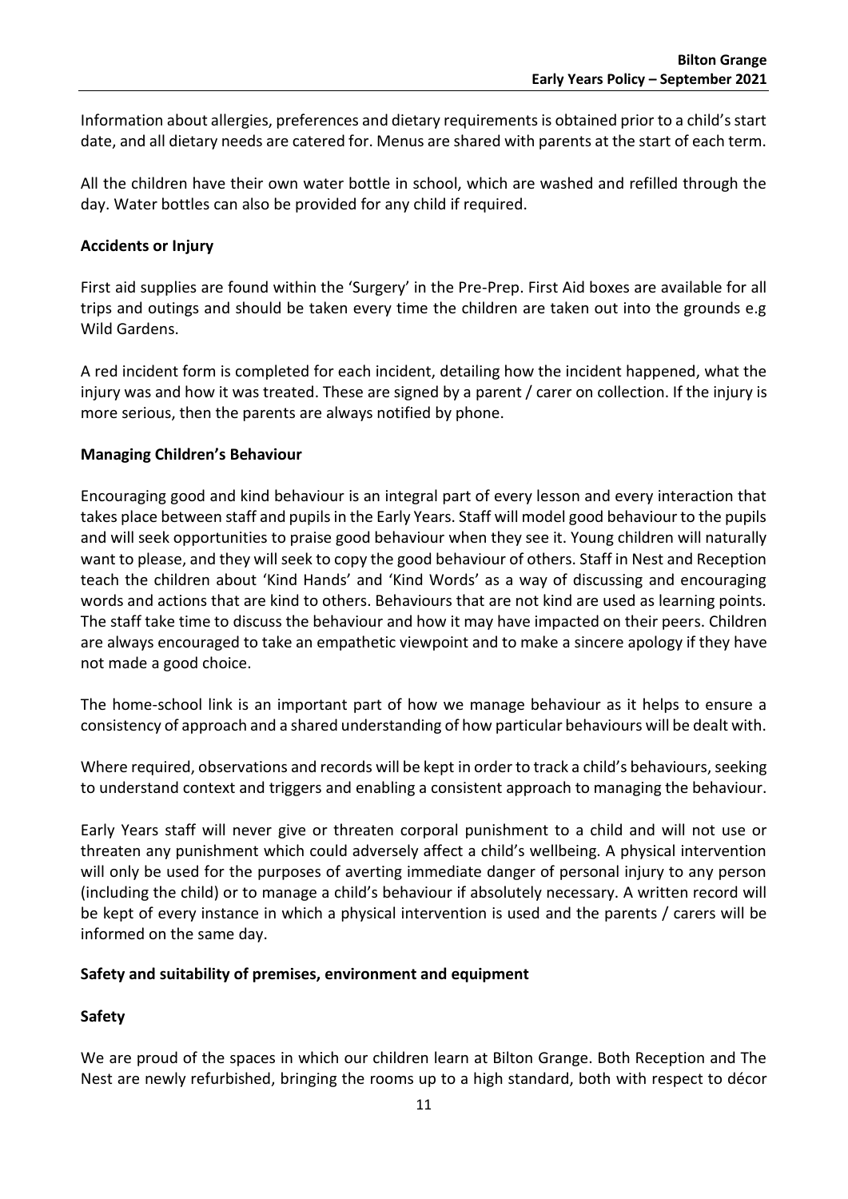Information about allergies, preferences and dietary requirements is obtained prior to a child's start date, and all dietary needs are catered for. Menus are shared with parents at the start of each term.

All the children have their own water bottle in school, which are washed and refilled through the day. Water bottles can also be provided for any child if required.

**Accidents or Injury**

First aid supplies are found within the 'Surgery' in the Pre-Prep. First Aid boxes are available for all trips and outings and should be taken every time the children are taken out into the grounds e.g Wild Gardens.

A red incident form is completed for each incident, detailing how the incident happened, what the injury was and how it was treated. These are signed by a parent / carer on collection. If the injury is more serious, then the parents are always notified by phone.

**Managing Children's Behaviour**

Encouraging good and kind behaviour is an integral part of every lesson and every interaction that takes place between staff and pupils in the Early Years. Staff will model good behaviour to the pupils and will seek opportunities to praise good behaviour when they see it. Young children will naturally want to please, and they will seek to copy the good behaviour of others. Staff in Nest and Reception teach the children about 'Kind Hands' and 'Kind Words' as a way of discussing and encouraging words and actions that are kind to others. Behaviours that are not kind are used as learning points. The staff take time to discuss the behaviour and how it may have impacted on their peers. Children are always encouraged to take an empathetic viewpoint and to make a sincere apology if they have not made a good choice.

The home-school link is an important part of how we manage behaviour as it helps to ensure a consistency of approach and a shared understanding of how particular behaviours will be dealt with.

Where required, observations and records will be kept in order to track a child's behaviours, seeking to understand context and triggers and enabling a consistent approach to managing the behaviour.

Early Years staff will never give or threaten corporal punishment to a child and will not use or threaten any punishment which could adversely affect a child's wellbeing. A physical intervention will only be used for the purposes of averting immediate danger of personal injury to any person (including the child) or to manage a child's behaviour if absolutely necessary. A written record will be kept of every instance in which a physical intervention is used and the parents / carers will be informed on the same day.

**Safety and suitability of premises, environment and equipment**

**Safety**

We are proud of the spaces in which our children learn at Bilton Grange. Both Reception and The Nest are newly refurbished, bringing the rooms up to a high standard, both with respect to décor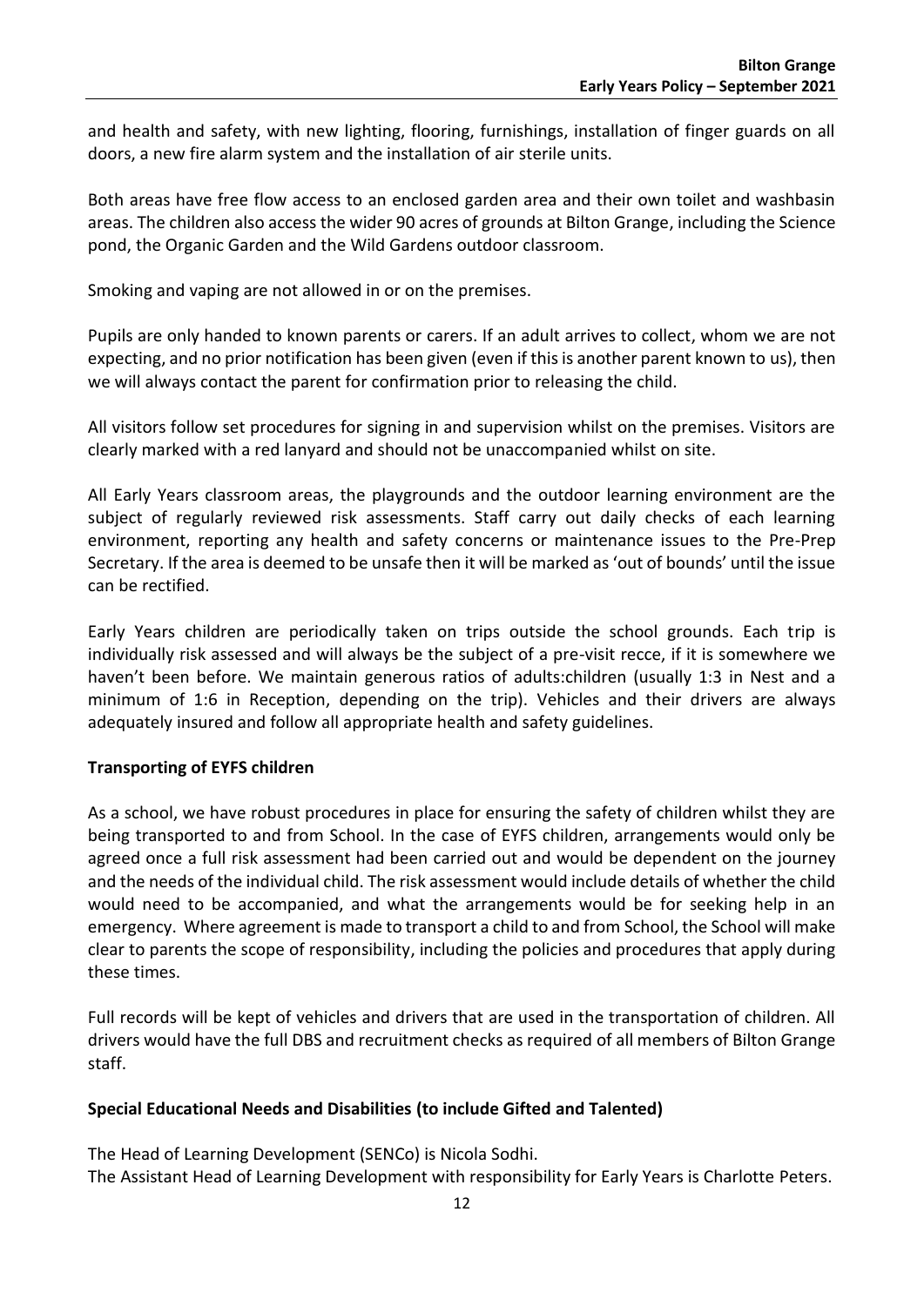and health and safety, with new lighting, flooring, furnishings, installation of finger guards on all doors, a new fire alarm system and the installation of air sterile units.

Both areas have free flow access to an enclosed garden area and their own toilet and washbasin areas. The children also access the wider 90 acres of grounds at Bilton Grange, including the Science pond, the Organic Garden and the Wild Gardens outdoor classroom.

Smoking and vaping are not allowed in or on the premises.

Pupils are only handed to known parents or carers. If an adult arrives to collect, whom we are not expecting, and no prior notification has been given (even if this is another parent known to us), then we will always contact the parent for confirmation prior to releasing the child.

All visitors follow set procedures for signing in and supervision whilst on the premises. Visitors are clearly marked with a red lanyard and should not be unaccompanied whilst on site.

All Early Years classroom areas, the playgrounds and the outdoor learning environment are the subject of regularly reviewed risk assessments. Staff carry out daily checks of each learning environment, reporting any health and safety concerns or maintenance issues to the Pre-Prep Secretary. If the area is deemed to be unsafe then it will be marked as 'out of bounds' until the issue can be rectified.

Early Years children are periodically taken on trips outside the school grounds. Each trip is individually risk assessed and will always be the subject of a pre-visit recce, if it is somewhere we haven't been before. We maintain generous ratios of adults:children (usually 1:3 in Nest and a minimum of 1:6 in Reception, depending on the trip). Vehicles and their drivers are always adequately insured and follow all appropriate health and safety guidelines.

**Transporting of EYFS children**

As a school, we have robust procedures in place for ensuring the safety of children whilst they are being transported to and from School. In the case of EYFS children, arrangements would only be agreed once a full risk assessment had been carried out and would be dependent on the journey and the needs of the individual child. The risk assessment would include details of whether the child would need to be accompanied, and what the arrangements would be for seeking help in an emergency. Where agreement is made to transport a child to and from School, the School will make clear to parents the scope of responsibility, including the policies and procedures that apply during these times.

Full records will be kept of vehicles and drivers that are used in the transportation of children. All drivers would have the full DBS and recruitment checks as required of all members of Bilton Grange staff.

**Special Educational Needs and Disabilities (to include Gifted and Talented)**

The Head of Learning Development (SENCo) is Nicola Sodhi.
The Assistant Head of Learning Development with responsibility for Early Years is Charlotte Peters.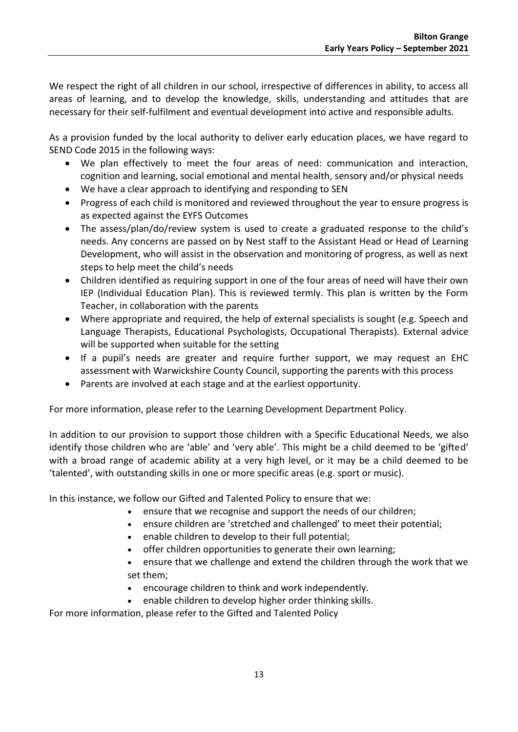We respect the right of all children in our school, irrespective of differences in ability, to access all areas of learning, and to develop the knowledge, skills, understanding and attitudes that are necessary for their self-fulfilment and eventual development into active and responsible adults.

As a provision funded by the local authority to deliver early education places, we have regard to SEND Code 2015 in the following ways:

- We plan effectively to meet the four areas of need: communication and interaction, cognition and learning, social emotional and mental health, sensory and/or physical needs
- We have a clear approach to identifying and responding to SEN
- Progress of each child is monitored and reviewed throughout the year to ensure progress is as expected against the EYFS Outcomes
- The assess/plan/do/review system is used to create a graduated response to the child's needs. Any concerns are passed on by Nest staff to the Assistant Head or Head of Learning Development, who will assist in the observation and monitoring of progress, as well as next steps to help meet the child's needs
- Children identified as requiring support in one of the four areas of need will have their own IEP (Individual Education Plan). This is reviewed termly. This plan is written by the Form Teacher, in collaboration with the parents
- Where appropriate and required, the help of external specialists is sought (e.g. Speech and Language Therapists, Educational Psychologists, Occupational Therapists). External advice will be supported when suitable for the setting
- If a pupil's needs are greater and require further support, we may request an EHC assessment with Warwickshire County Council, supporting the parents with this process
- Parents are involved at each stage and at the earliest opportunity.

For more information, please refer to the Learning Development Department Policy.

In addition to our provision to support those children with a Specific Educational Needs, we also identify those children who are 'able' and 'very able'. This might be a child deemed to be 'gifted' with a broad range of academic ability at a very high level, or it may be a child deemed to be 'talented', with outstanding skills in one or more specific areas (e.g. sport or music).

In this instance, we follow our Gifted and Talented Policy to ensure that we:

- ensure that we recognise and support the needs of our children;
- ensure children are 'stretched and challenged' to meet their potential;
- enable children to develop to their full potential;
- offer children opportunities to generate their own learning;
- ensure that we challenge and extend the children through the work that we set them;
- encourage children to think and work independently.
- enable children to develop higher order thinking skills.

For more information, please refer to the Gifted and Talented Policy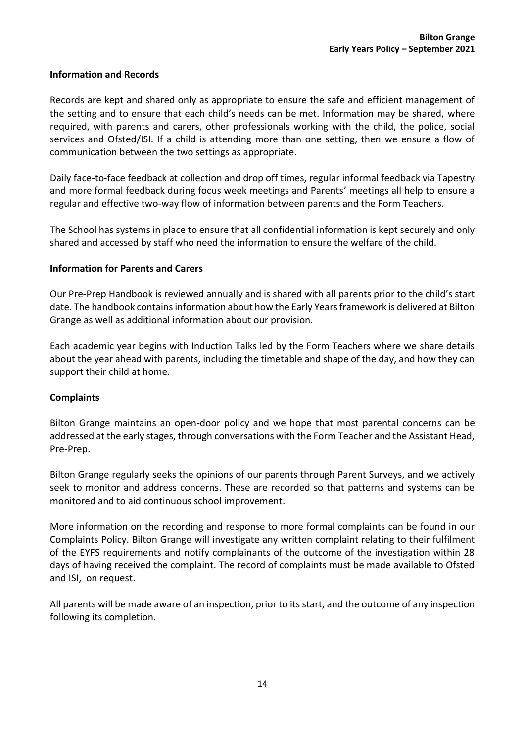**Information and Records**

Records are kept and shared only as appropriate to ensure the safe and efficient management of the setting and to ensure that each child's needs can be met. Information may be shared, where required, with parents and carers, other professionals working with the child, the police, social services and Ofsted/ISI. If a child is attending more than one setting, then we ensure a flow of communication between the two settings as appropriate.

Daily face-to-face feedback at collection and drop off times, regular informal feedback via Tapestry and more formal feedback during focus week meetings and Parents' meetings all help to ensure a regular and effective two-way flow of information between parents and the Form Teachers.

The School has systems in place to ensure that all confidential information is kept securely and only shared and accessed by staff who need the information to ensure the welfare of the child.

**Information for Parents and Carers**

Our Pre-Prep Handbook is reviewed annually and is shared with all parents prior to the child's start date. The handbook contains information about how the Early Years framework is delivered at Bilton Grange as well as additional information about our provision.

Each academic year begins with Induction Talks led by the Form Teachers where we share details about the year ahead with parents, including the timetable and shape of the day, and how they can support their child at home.

**Complaints**

Bilton Grange maintains an open-door policy and we hope that most parental concerns can be addressed at the early stages, through conversations with the Form Teacher and the Assistant Head, Pre-Prep.

Bilton Grange regularly seeks the opinions of our parents through Parent Surveys, and we actively seek to monitor and address concerns. These are recorded so that patterns and systems can be monitored and to aid continuous school improvement.

More information on the recording and response to more formal complaints can be found in our Complaints Policy. Bilton Grange will investigate any written complaint relating to their fulfilment of the EYFS requirements and notify complainants of the outcome of the investigation within 28 days of having received the complaint. The record of complaints must be made available to Ofsted and ISI, on request.

All parents will be made aware of an inspection, prior to its start, and the outcome of any inspection following its completion.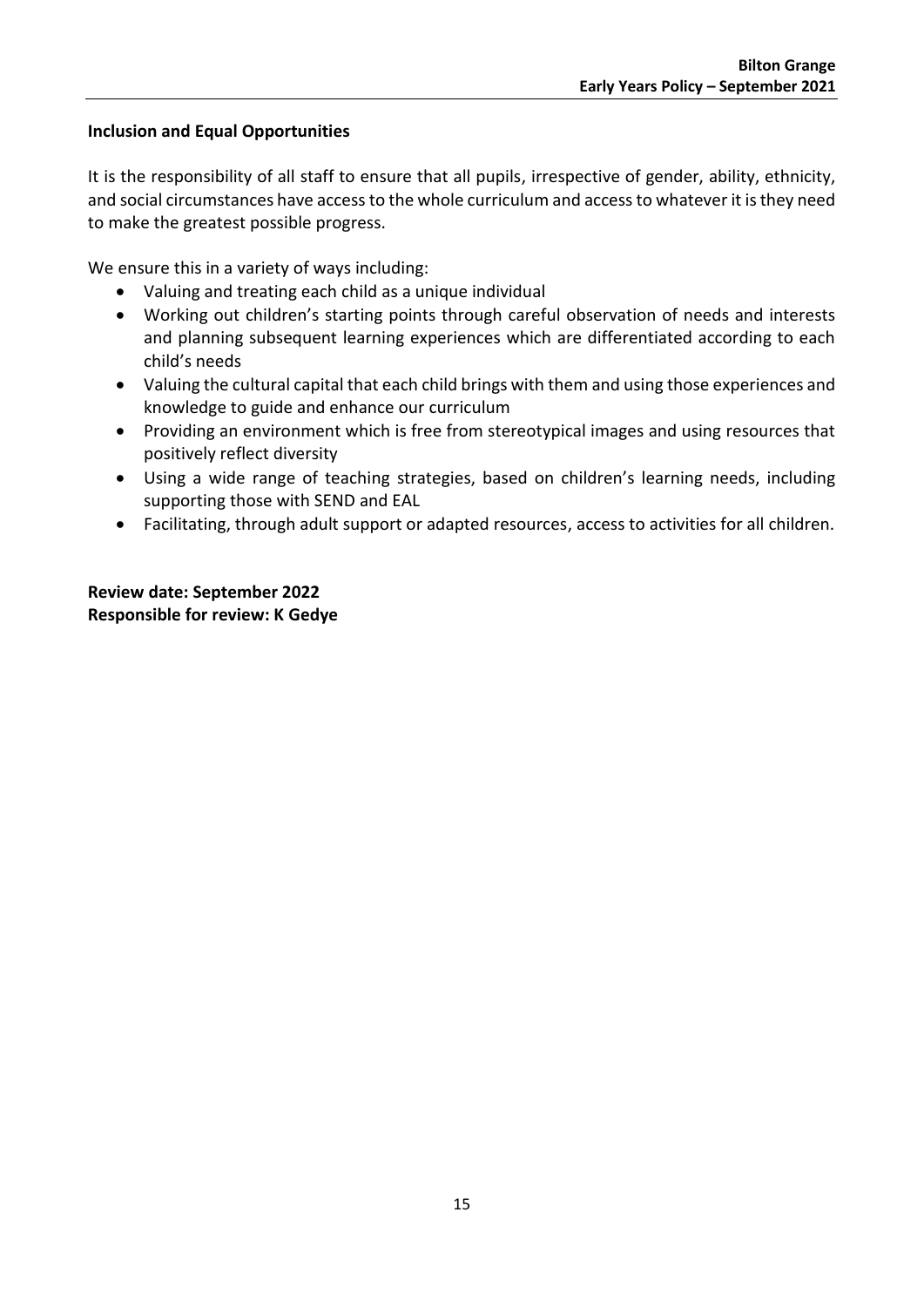**Inclusion and Equal Opportunities**

It is the responsibility of all staff to ensure that all pupils, irrespective of gender, ability, ethnicity, and social circumstances have access to the whole curriculum and access to whatever it is they need to make the greatest possible progress.

We ensure this in a variety of ways including:

- Valuing and treating each child as a unique individual
- Working out children's starting points through careful observation of needs and interests and planning subsequent learning experiences which are differentiated according to each child's needs
- Valuing the cultural capital that each child brings with them and using those experiences and knowledge to guide and enhance our curriculum
- Providing an environment which is free from stereotypical images and using resources that positively reflect diversity
- Using a wide range of teaching strategies, based on children's learning needs, including supporting those with SEND and EAL
- Facilitating, through adult support or adapted resources, access to activities for all children.

**Review date: September 2022**
**Responsible for review: K Gedye**